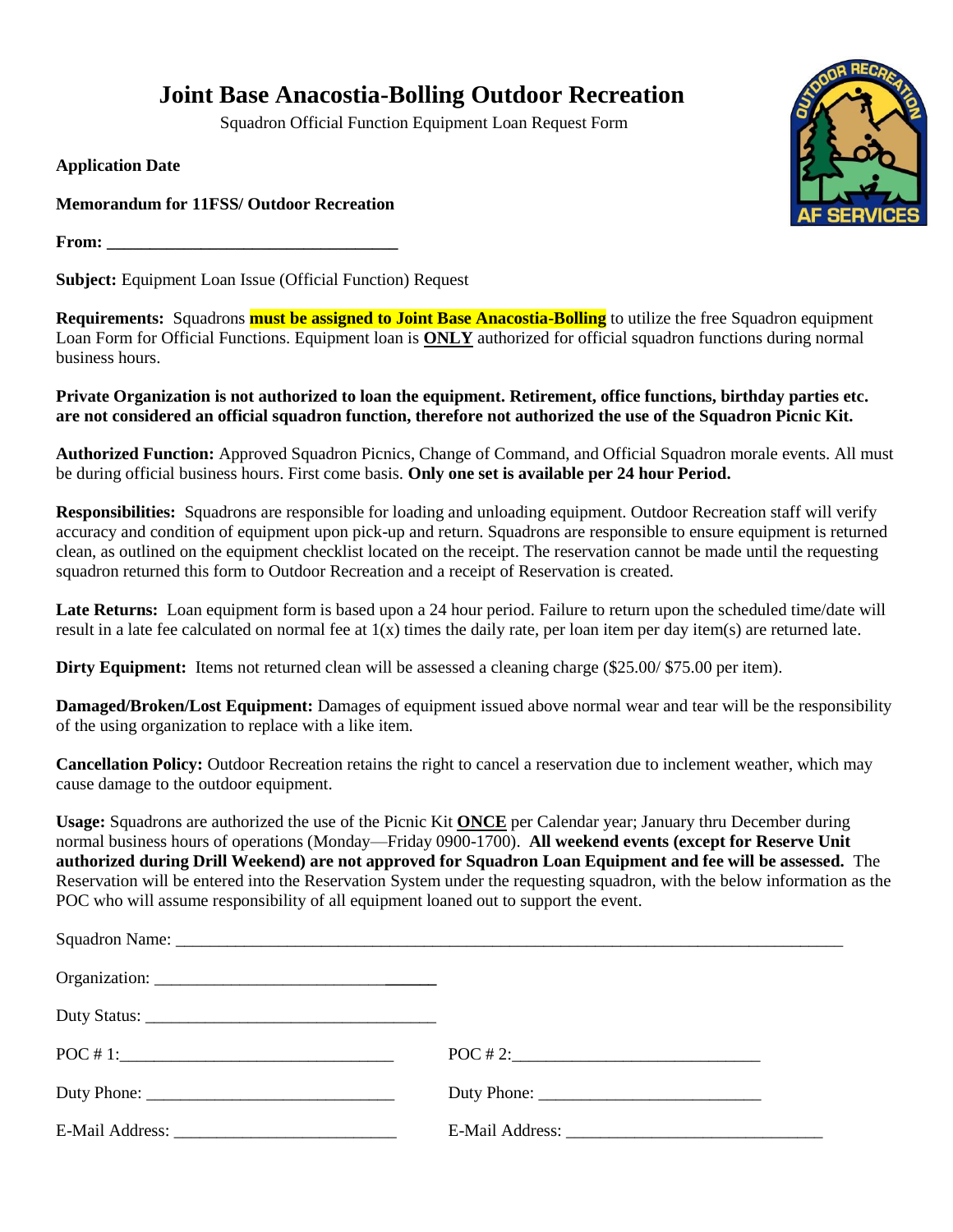# Joint Base Anacostia-Bolling Outdoor Recreation

Squadron Official Function Equipment Loan Request Form

**Application Date**

**Memorandum for 11FSS/ Outdoor Recreation**

**From: ___________________________________**

**Subject:** Equipment Loan Issue (Official Function) Request

**Requirements:** Squadrons **must be assigned to Joint Base Anacostia-Bolling** to utilize the free Squadron equipment Loan Form for Official Functions. Equipment loan is **ONLY** authorized for official squadron functions during normal business hours.

**Private Organization is not authorized to loan the equipment. Retirement, office functions, birthday parties etc. are not considered an official squadron function, therefore not authorized the use of the Squadron Picnic Kit.**

**Authorized Function:** Approved Squadron Picnics, Change of Command, and Official Squadron morale events. All must be during official business hours. First come basis. **Only one set is available per 24 hour Period.**

**Responsibilities:** Squadrons are responsible for loading and unloading equipment. Outdoor Recreation staff will verify accuracy and condition of equipment upon pick-up and return. Squadrons are responsible to ensure equipment is returned clean, as outlined on the equipment checklist located on the receipt. The reservation cannot be made until the requesting squadron returned this form to Outdoor Recreation and a receipt of Reservation is created.

**Late Returns:** Loan equipment form is based upon a 24 hour period. Failure to return upon the scheduled time/date will result in a late fee calculated on normal fee at 1(x) times the daily rate, per loan item per day item(s) are returned late.

**Dirty Equipment:** Items not returned clean will be assessed a cleaning charge ($25.00/ $75.00 per item).

**Damaged/Broken/Lost Equipment:** Damages of equipment issued above normal wear and tear will be the responsibility of the using organization to replace with a like item.

**Cancellation Policy:** Outdoor Recreation retains the right to cancel a reservation due to inclement weather, which may cause damage to the outdoor equipment.

**Usage:** Squadrons are authorized the use of the Picnic Kit **ONCE** per Calendar year; January thru December during normal business hours of operations (Monday—Friday 0900-1700). **All weekend events (except for Reserve Unit authorized during Drill Weekend) are not approved for Squadron Loan Equipment and fee will be assessed.** The Reservation will be entered into the Reservation System under the requesting squadron, with the below information as the POC who will assume responsibility of all equipment loaned out to support the event.

Squadron Name: ______________________________________________________________________________

Organization: ________________________________

Duty Status: ___________________________________

POC # 1:_________________________________ POC # 2:______________________________

Duty Phone: ______________________________ Duty Phone: ___________________________

E-Mail Address: ___________________________ E-Mail Address: _______________________________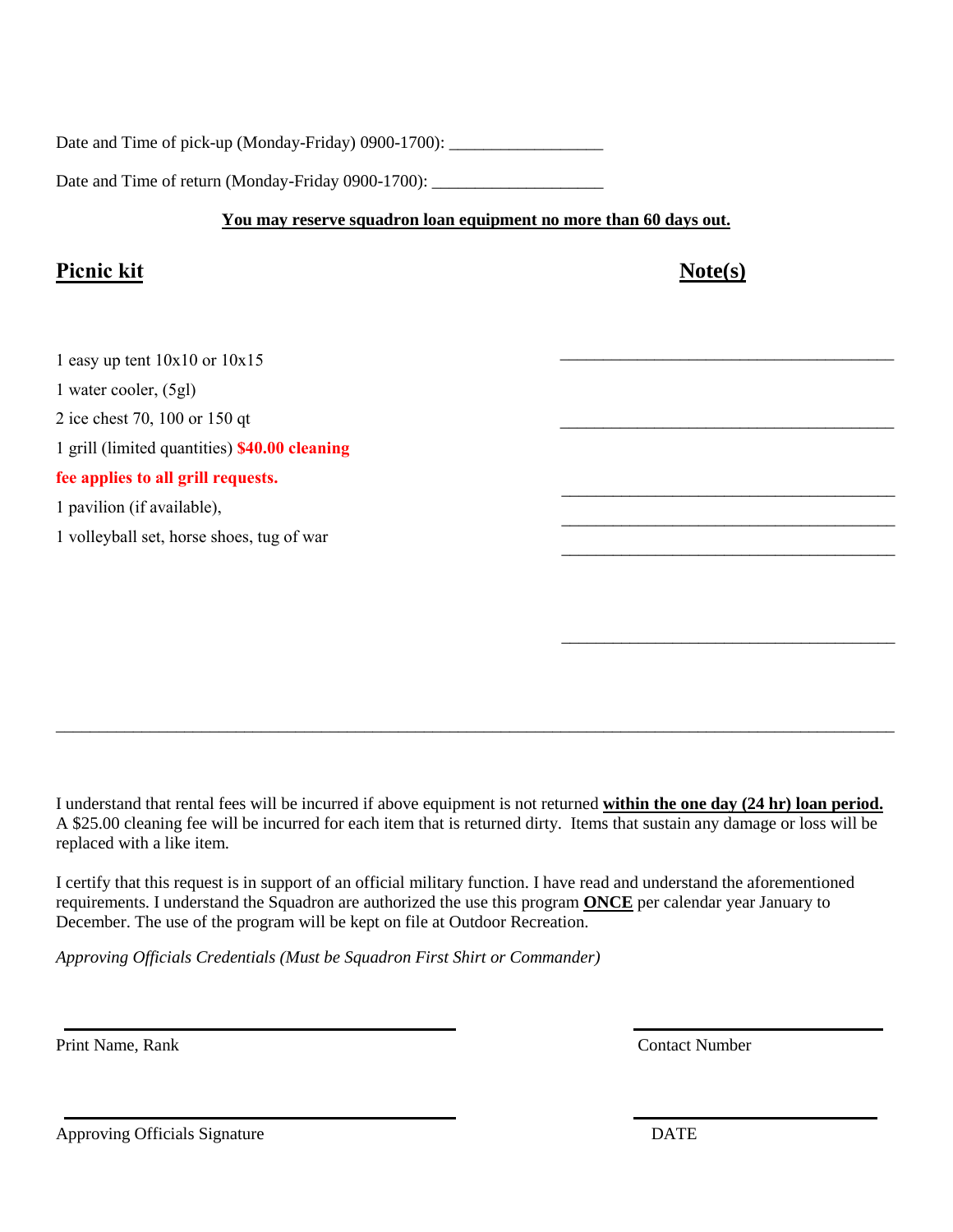Date and Time of pick-up (Monday-Friday) 0900-1700): ___________________

Date and Time of return (Monday-Friday 0900-1700): ____________________

**You may reserve squadron loan equipment no more than 60 days out.**

| **Picnic kit** | **Note(s)** |
|---|---|
| 1 easy up tent 10x10 or 10x15 | ________________________________________ |
| 1 water cooler, (5gl) | |
| 2 ice chest 70, 100 or 150 qt | ________________________________________ |
| 1 grill (limited quantities) **$40.00 cleaning fee applies to all grill requests.** | |
| 1 pavilion (if available), | ________________________________________ |
| 1 volleyball set, horse shoes, tug of war | ________________________________________ |
| | ________________________________________ |
| | ________________________________________ |

I understand that rental fees will be incurred if above equipment is not returned **within the one day (24 hr) loan period.** A $25.00 cleaning fee will be incurred for each item that is returned dirty. Items that sustain any damage or loss will be replaced with a like item.

I certify that this request is in support of an official military function. I have read and understand the aforementioned requirements. I understand the Squadron are authorized the use this program **ONCE** per calendar year January to December. The use of the program will be kept on file at Outdoor Recreation.

*Approving Officials Credentials (Must be Squadron First Shirt or Commander)*

________________________________________ ________________________

Print Name, Rank Contact Number

________________________________________ ________________________

Approving Officials Signature DATE